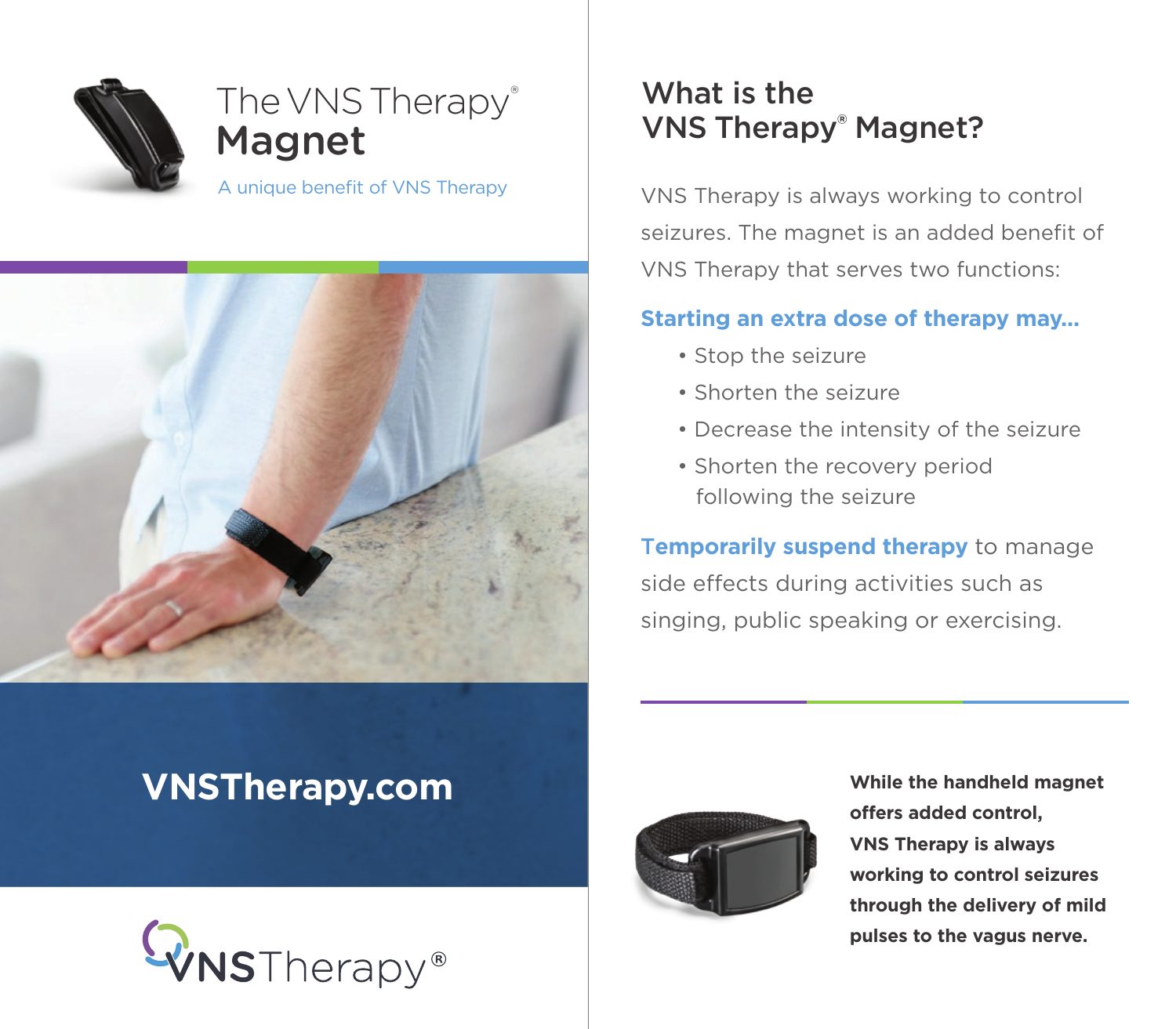# The VNS Therapy® Magnet

A unique benefit of VNS Therapy

**VNSTherapy.com**

VNSTherapy®

## What is the VNS Therapy® Magnet?

VNS Therapy is always working to control seizures. The magnet is an added benefit of VNS Therapy that serves two functions:

### Starting an extra dose of therapy may...

- Stop the seizure
- Shorten the seizure
- Decrease the intensity of the seizure
- Shorten the recovery period following the seizure

**Temporarily suspend therapy** to manage side effects during activities such as singing, public speaking or exercising.

**While the handheld magnet offers added control, VNS Therapy is always working to control seizures through the delivery of mild pulses to the vagus nerve.**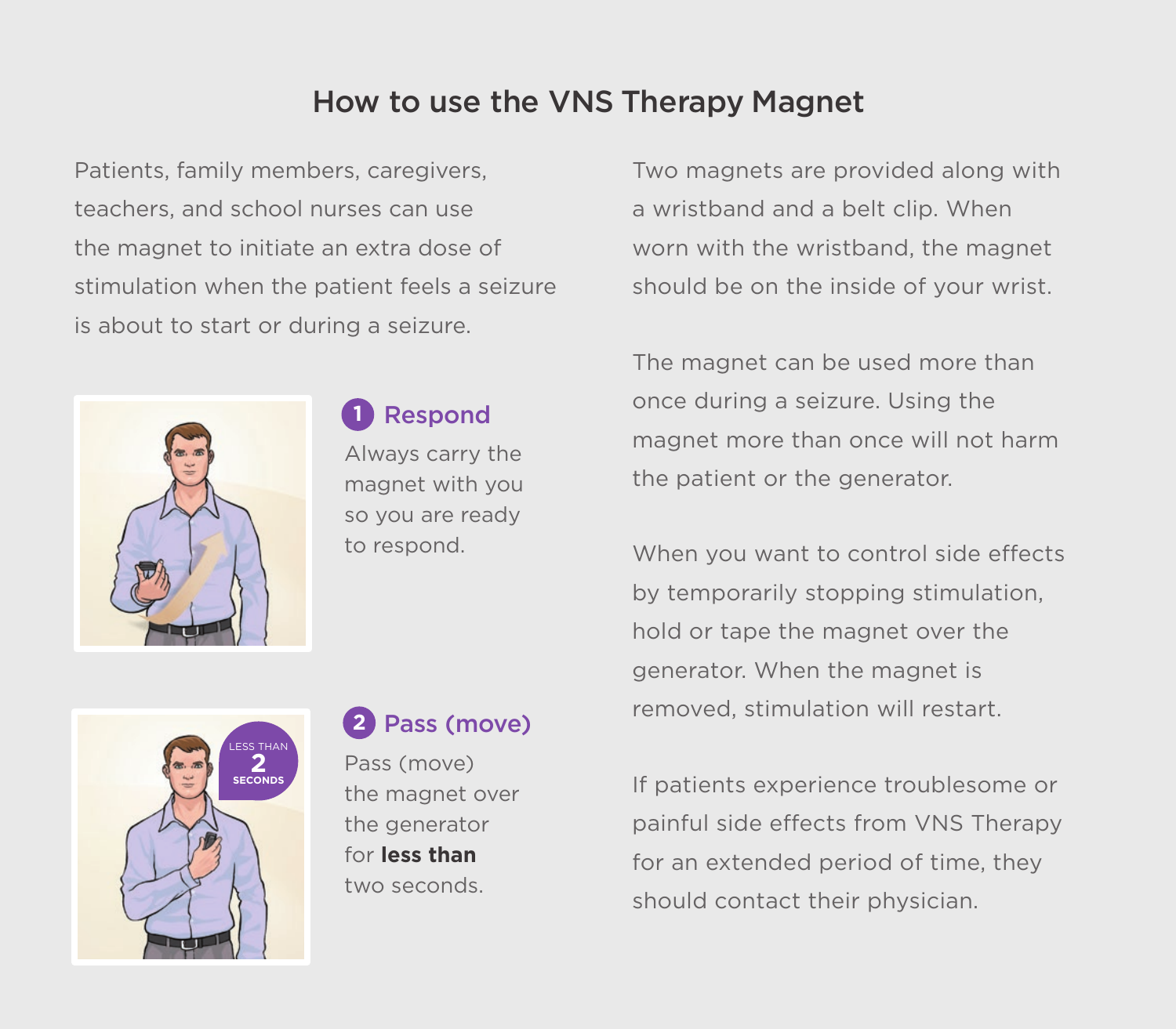# How to use the VNS Therapy Magnet

Patients, family members, caregivers, teachers, and school nurses can use the magnet to initiate an extra dose of stimulation when the patient feels a seizure is about to start or during a seizure.

## 1 Respond

Always carry the magnet with you so you are ready to respond.

## 2 Pass (move)

LESS THAN 2 SECONDS

Pass (move) the magnet over the generator for **less than** two seconds.

Two magnets are provided along with a wristband and a belt clip. When worn with the wristband, the magnet should be on the inside of your wrist.

The magnet can be used more than once during a seizure. Using the magnet more than once will not harm the patient or the generator.

When you want to control side effects by temporarily stopping stimulation, hold or tape the magnet over the generator. When the magnet is removed, stimulation will restart.

If patients experience troublesome or painful side effects from VNS Therapy for an extended period of time, they should contact their physician.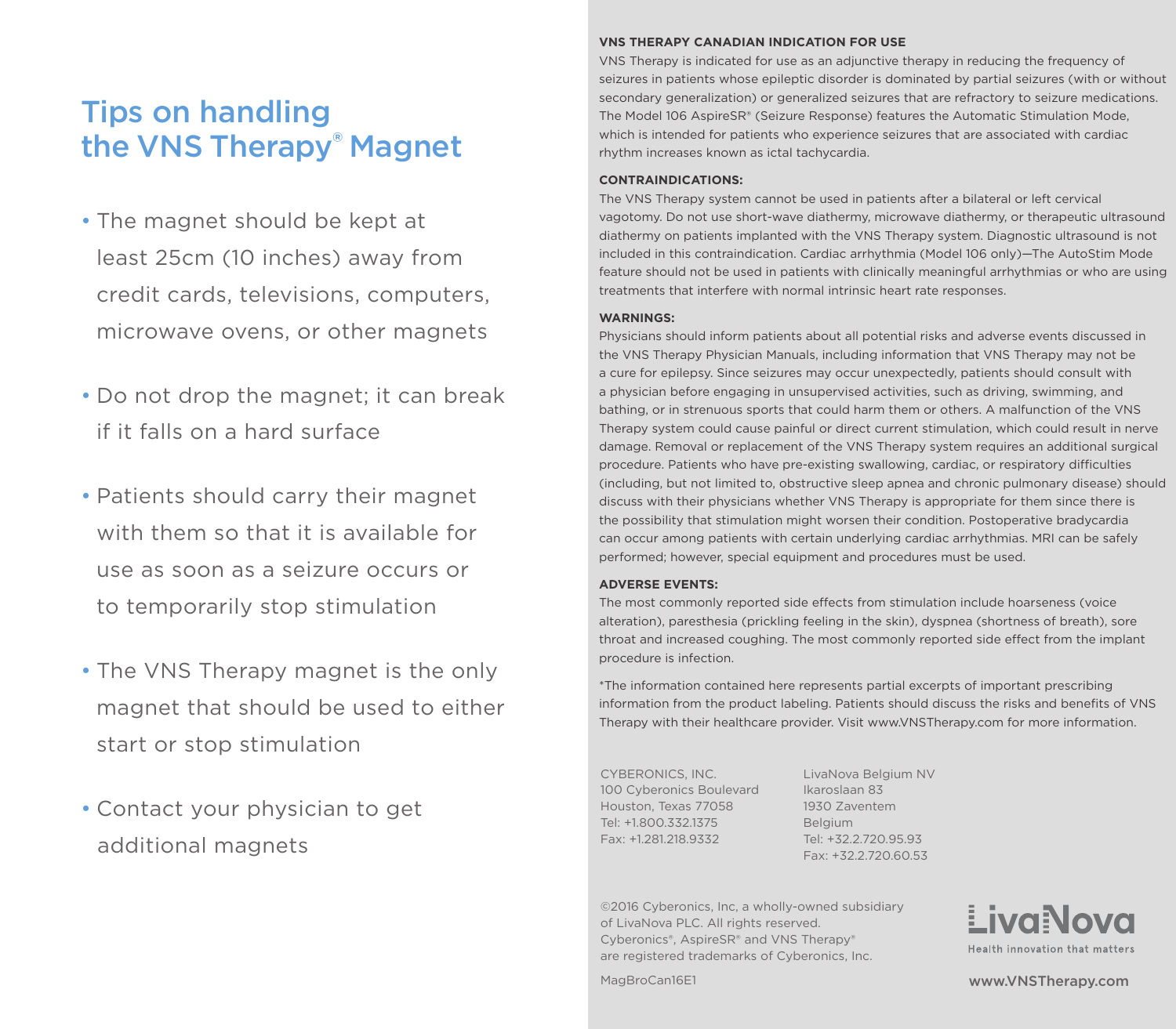# Tips on handling the VNS Therapy® Magnet

- The magnet should be kept at least 25cm (10 inches) away from credit cards, televisions, computers, microwave ovens, or other magnets
- Do not drop the magnet; it can break if it falls on a hard surface
- Patients should carry their magnet with them so that it is available for use as soon as a seizure occurs or to temporarily stop stimulation
- The VNS Therapy magnet is the only magnet that should be used to either start or stop stimulation
- Contact your physician to get additional magnets

**VNS THERAPY CANADIAN INDICATION FOR USE**

VNS Therapy is indicated for use as an adjunctive therapy in reducing the frequency of seizures in patients whose epileptic disorder is dominated by partial seizures (with or without secondary generalization) or generalized seizures that are refractory to seizure medications. The Model 106 AspireSR® (Seizure Response) features the Automatic Stimulation Mode, which is intended for patients who experience seizures that are associated with cardiac rhythm increases known as ictal tachycardia.

**CONTRAINDICATIONS:**

The VNS Therapy system cannot be used in patients after a bilateral or left cervical vagotomy. Do not use short-wave diathermy, microwave diathermy, or therapeutic ultrasound diathermy on patients implanted with the VNS Therapy system. Diagnostic ultrasound is not included in this contraindication. Cardiac arrhythmia (Model 106 only)—The AutoStim Mode feature should not be used in patients with clinically meaningful arrhythmias or who are using treatments that interfere with normal intrinsic heart rate responses.

**WARNINGS:**

Physicians should inform patients about all potential risks and adverse events discussed in the VNS Therapy Physician Manuals, including information that VNS Therapy may not be a cure for epilepsy. Since seizures may occur unexpectedly, patients should consult with a physician before engaging in unsupervised activities, such as driving, swimming, and bathing, or in strenuous sports that could harm them or others. A malfunction of the VNS Therapy system could cause painful or direct current stimulation, which could result in nerve damage. Removal or replacement of the VNS Therapy system requires an additional surgical procedure. Patients who have pre-existing swallowing, cardiac, or respiratory difficulties (including, but not limited to, obstructive sleep apnea and chronic pulmonary disease) should discuss with their physicians whether VNS Therapy is appropriate for them since there is the possibility that stimulation might worsen their condition. Postoperative bradycardia can occur among patients with certain underlying cardiac arrhythmias. MRI can be safely performed; however, special equipment and procedures must be used.

**ADVERSE EVENTS:**

The most commonly reported side effects from stimulation include hoarseness (voice alteration), paresthesia (prickling feeling in the skin), dyspnea (shortness of breath), sore throat and increased coughing. The most commonly reported side effect from the implant procedure is infection.

*The information contained here represents partial excerpts of important prescribing information from the product labeling. Patients should discuss the risks and benefits of VNS Therapy with their healthcare provider. Visit www.VNSTherapy.com for more information.

CYBERONICS, INC.
100 Cyberonics Boulevard
Houston, Texas 77058
Tel: +1.800.332.1375
Fax: +1.281.218.9332

LivaNova Belgium NV
Ikaroslaan 83
1930 Zaventem
Belgium
Tel: +32.2.720.95.93
Fax: +32.2.720.60.53

©2016 Cyberonics, Inc, a wholly-owned subsidiary of LivaNova PLC. All rights reserved.
Cyberonics®, AspireSR® and VNS Therapy® are registered trademarks of Cyberonics, Inc.

MagBroCan16E1

LivaNova
Health innovation that matters

www.VNSTherapy.com